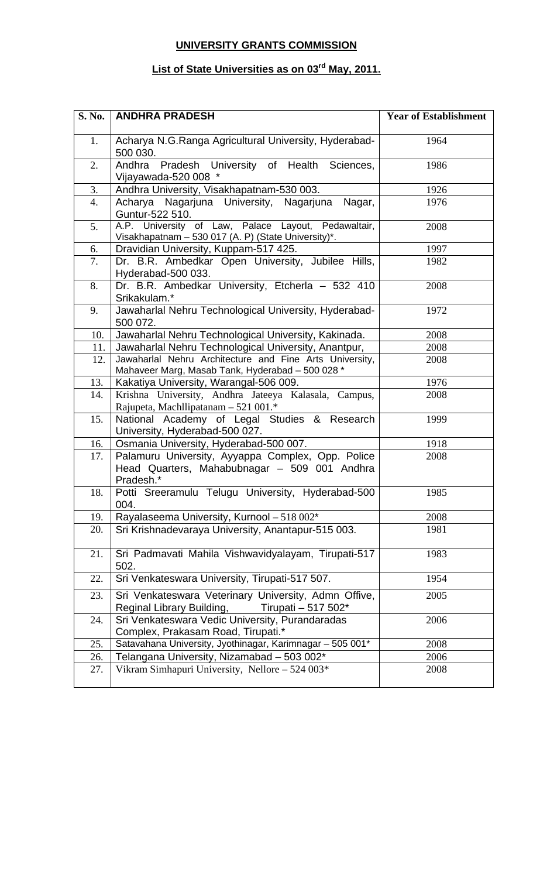## UNIVERSITY GRANTS COMMISSION

## List of State Universities as on 03rd May, 2011.

| S. No. | ANDHRA PRADESH | Year of Establishment |
|---|---|---|
| 1. | Acharya N.G.Ranga Agricultural University, Hyderabad-500 030. | 1964 |
| 2. | Andhra Pradesh University of Health Sciences, Vijayawada-520 008 * | 1986 |
| 3. | Andhra University, Visakhapatnam-530 003. | 1926 |
| 4. | Acharya Nagarjuna University, Nagarjuna Nagar, Guntur-522 510. | 1976 |
| 5. | A.P. University of Law, Palace Layout, Pedawaltair, Visakhapatnam – 530 017 (A. P) (State University)*. | 2008 |
| 6. | Dravidian University, Kuppam-517 425. | 1997 |
| 7. | Dr. B.R. Ambedkar Open University, Jubilee Hills, Hyderabad-500 033. | 1982 |
| 8. | Dr. B.R. Ambedkar University, Etcherla – 532 410 Srikakulam.* | 2008 |
| 9. | Jawaharlal Nehru Technological University, Hyderabad-500 072. | 1972 |
| 10. | Jawaharlal Nehru Technological University, Kakinada. | 2008 |
| 11. | Jawaharlal Nehru Technological University, Anantpur, | 2008 |
| 12. | Jawaharlal Nehru Architecture and Fine Arts University, Mahaveer Marg, Masab Tank, Hyderabad – 500 028 * | 2008 |
| 13. | Kakatiya University, Warangal-506 009. | 1976 |
| 14. | Krishna University, Andhra Jateeya Kalasala, Campus, Rajupeta, Machllipatanam – 521 001.* | 2008 |
| 15. | National Academy of Legal Studies & Research University, Hyderabad-500 027. | 1999 |
| 16. | Osmania University, Hyderabad-500 007. | 1918 |
| 17. | Palamuru University, Ayyappa Complex, Opp. Police Head Quarters, Mahabubnagar – 509 001 Andhra Pradesh.* | 2008 |
| 18. | Potti Sreeramulu Telugu University, Hyderabad-500 004. | 1985 |
| 19. | Rayalaseema University, Kurnool – 518 002* | 2008 |
| 20. | Sri Krishnadevaraya University, Anantapur-515 003. | 1981 |
| 21. | Sri Padmavati Mahila Vishwavidyalayam, Tirupati-517 502. | 1983 |
| 22. | Sri Venkateswara University, Tirupati-517 507. | 1954 |
| 23. | Sri Venkateswara Veterinary University, Admn Offive, Reginal Library Building, Tirupati – 517 502* | 2005 |
| 24. | Sri Venkateswara Vedic University, Purandaradas Complex, Prakasam Road, Tirupati.* | 2006 |
| 25. | Satavahana University, Jyothinagar, Karimnagar – 505 001* | 2008 |
| 26. | Telangana University, Nizamabad – 503 002* | 2006 |
| 27. | Vikram Simhapuri University, Nellore – 524 003* | 2008 |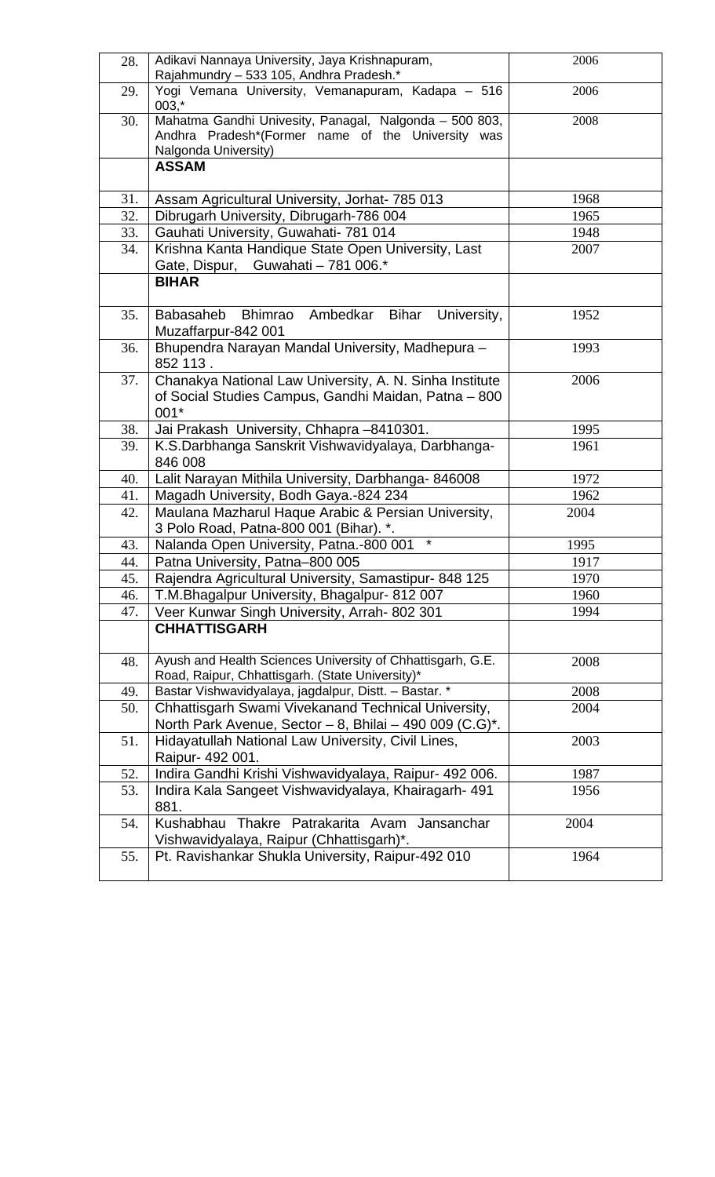| | | |
|---|---|---|
| 28. | Adikavi Nannaya University, Jaya Krishnapuram, Rajahmundry – 533 105, Andhra Pradesh.* | 2006 |
| 29. | Yogi Vemana University, Vemanapuram, Kadapa – 516 003,* | 2006 |
| 30. | Mahatma Gandhi Univesity, Panagal, Nalgonda – 500 803, Andhra Pradesh*(Former name of the University was Nalgonda University) | 2008 |
| | **ASSAM** | |
| 31. | Assam Agricultural University, Jorhat- 785 013 | 1968 |
| 32. | Dibrugarh University, Dibrugarh-786 004 | 1965 |
| 33. | Gauhati University, Guwahati- 781 014 | 1948 |
| 34. | Krishna Kanta Handique State Open University, Last Gate, Dispur, Guwahati – 781 006.* | 2007 |
| | **BIHAR** | |
| 35. | Babasaheb Bhimrao Ambedkar Bihar University, Muzaffarpur-842 001 | 1952 |
| 36. | Bhupendra Narayan Mandal University, Madhepura – 852 113 . | 1993 |
| 37. | Chanakya National Law University, A. N. Sinha Institute of Social Studies Campus, Gandhi Maidan, Patna – 800 001* | 2006 |
| 38. | Jai Prakash University, Chhapra –8410301. | 1995 |
| 39. | K.S.Darbhanga Sanskrit Vishwavidyalaya, Darbhanga- 846 008 | 1961 |
| 40. | Lalit Narayan Mithila University, Darbhanga- 846008 | 1972 |
| 41. | Magadh University, Bodh Gaya.-824 234 | 1962 |
| 42. | Maulana Mazharul Haque Arabic & Persian University, 3 Polo Road, Patna-800 001 (Bihar). *. | 2004 |
| 43. | Nalanda Open University, Patna.-800 001 * | 1995 |
| 44. | Patna University, Patna–800 005 | 1917 |
| 45. | Rajendra Agricultural University, Samastipur- 848 125 | 1970 |
| 46. | T.M.Bhagalpur University, Bhagalpur- 812 007 | 1960 |
| 47. | Veer Kunwar Singh University, Arrah- 802 301 | 1994 |
| | **CHHATTISGARH** | |
| 48. | Ayush and Health Sciences University of Chhattisgarh, G.E. Road, Raipur, Chhattisgarh. (State University)* | 2008 |
| 49. | Bastar Vishwavidyalaya, jagdalpur, Distt. – Bastar. * | 2008 |
| 50. | Chhattisgarh Swami Vivekanand Technical University, North Park Avenue, Sector – 8, Bhilai – 490 009 (C.G)*. | 2004 |
| 51. | Hidayatullah National Law University, Civil Lines, Raipur- 492 001. | 2003 |
| 52. | Indira Gandhi Krishi Vishwavidyalaya, Raipur- 492 006. | 1987 |
| 53. | Indira Kala Sangeet Vishwavidyalaya, Khairagarh- 491 881. | 1956 |
| 54. | Kushabhau Thakre Patrakarita Avam Jansanchar Vishwavidyalaya, Raipur (Chhattisgarh)*. | 2004 |
| 55. | Pt. Ravishankar Shukla University, Raipur-492 010 | 1964 |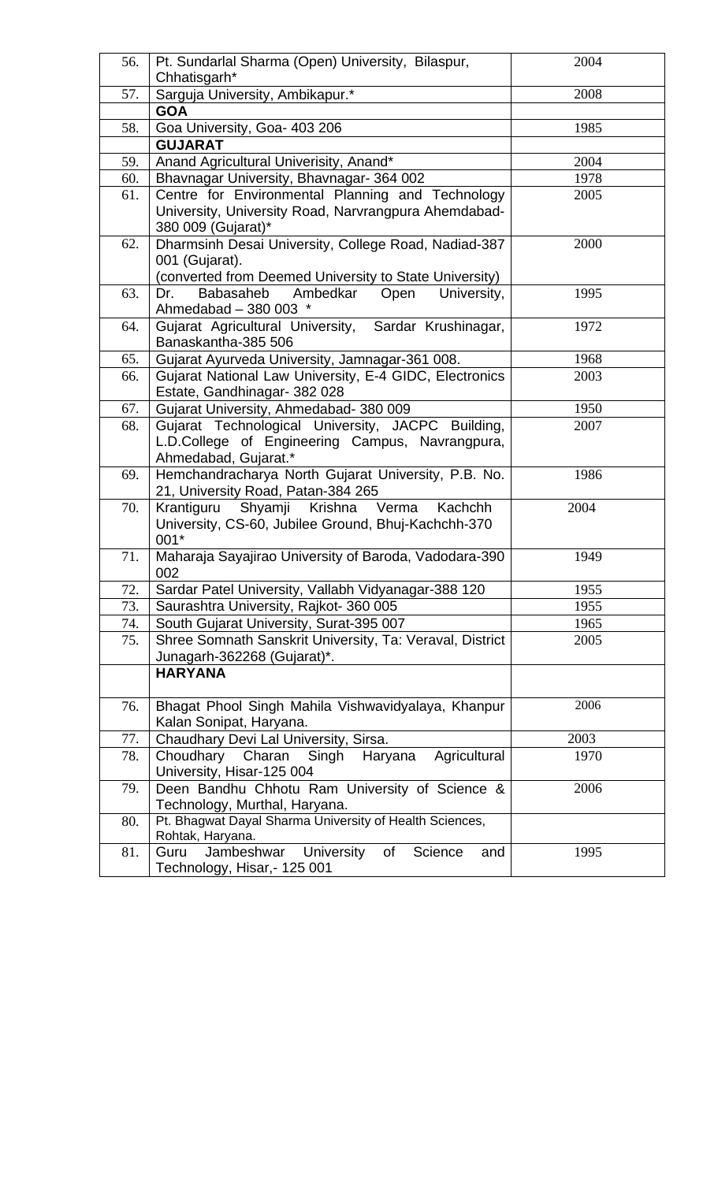| 56. | Pt. Sundarlal Sharma (Open) University, Bilaspur, Chhatisgarh* | 2004 |
|---|---|---|
| 57. | Sarguja University, Ambikapur.* | 2008 |
| | **GOA** | |
| 58. | Goa University, Goa- 403 206 | 1985 |
| | **GUJARAT** | |
| 59. | Anand Agricultural Univerisity, Anand* | 2004 |
| 60. | Bhavnagar University, Bhavnagar- 364 002 | 1978 |
| 61. | Centre for Environmental Planning and Technology University, University Road, Narvrangpura Ahemdabad-380 009 (Gujarat)* | 2005 |
| 62. | Dharmsinh Desai University, College Road, Nadiad-387 001 (Gujarat). (converted from Deemed University to State University) | 2000 |
| 63. | Dr. Babasaheb Ambedkar Open University, Ahmedabad – 380 003 * | 1995 |
| 64. | Gujarat Agricultural University, Sardar Krushinagar, Banaskantha-385 506 | 1972 |
| 65. | Gujarat Ayurveda University, Jamnagar-361 008. | 1968 |
| 66. | Gujarat National Law University, E-4 GIDC, Electronics Estate, Gandhinagar- 382 028 | 2003 |
| 67. | Gujarat University, Ahmedabad- 380 009 | 1950 |
| 68. | Gujarat Technological University, JACPC Building, L.D.College of Engineering Campus, Navrangpura, Ahmedabad, Gujarat.* | 2007 |
| 69. | Hemchandracharya North Gujarat University, P.B. No. 21, University Road, Patan-384 265 | 1986 |
| 70. | Krantiguru Shyamji Krishna Verma Kachchh University, CS-60, Jubilee Ground, Bhuj-Kachchh-370 001* | 2004 |
| 71. | Maharaja Sayajirao University of Baroda, Vadodara-390 002 | 1949 |
| 72. | Sardar Patel University, Vallabh Vidyanagar-388 120 | 1955 |
| 73. | Saurashtra University, Rajkot- 360 005 | 1955 |
| 74. | South Gujarat University, Surat-395 007 | 1965 |
| 75. | Shree Somnath Sanskrit University, Ta: Veraval, District Junagarh-362268 (Gujarat)*. | 2005 |
| | **HARYANA** | |
| 76. | Bhagat Phool Singh Mahila Vishwavidyalaya, Khanpur Kalan Sonipat, Haryana. | 2006 |
| 77. | Chaudhary Devi Lal University, Sirsa. | 2003 |
| 78. | Choudhary Charan Singh Haryana Agricultural University, Hisar-125 004 | 1970 |
| 79. | Deen Bandhu Chhotu Ram University of Science & Technology, Murthal, Haryana. | 2006 |
| 80. | Pt. Bhagwat Dayal Sharma University of Health Sciences, Rohtak, Haryana. | |
| 81. | Guru Jambeshwar University of Science and Technology, Hisar,- 125 001 | 1995 |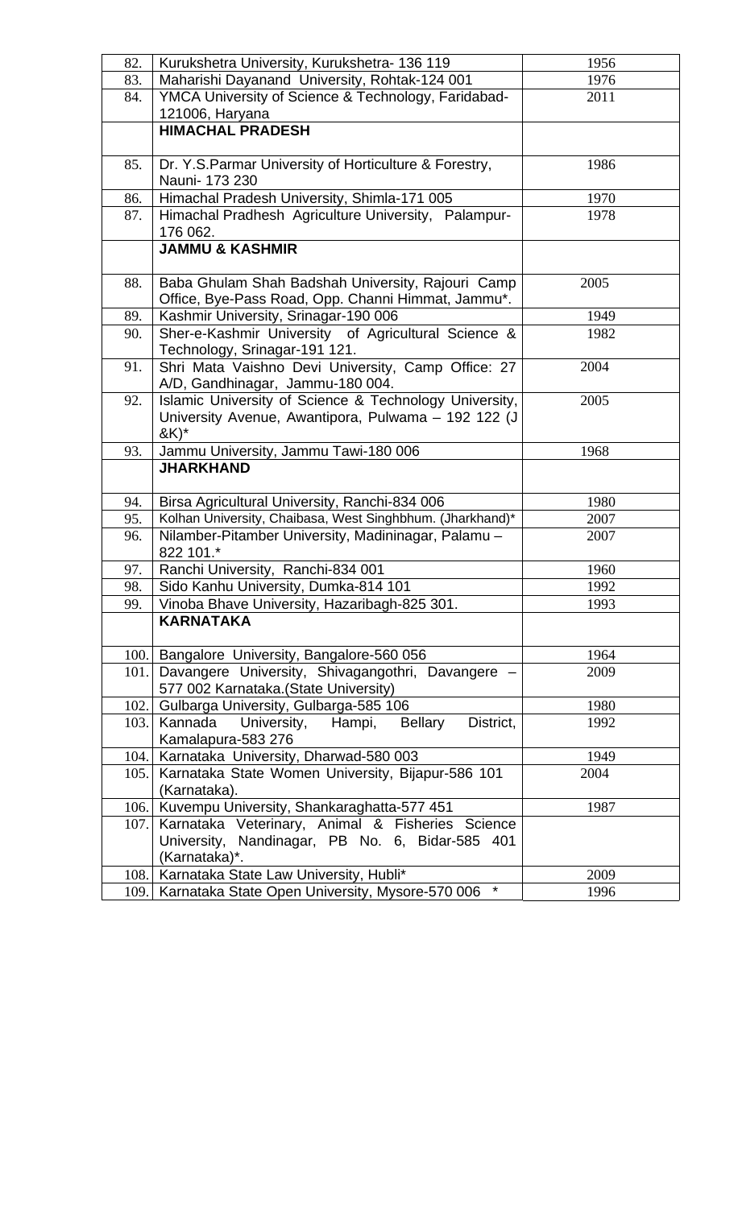| | | |
|---|---|---|
| 82. | Kurukshetra University, Kurukshetra- 136 119 | 1956 |
| 83. | Maharishi Dayanand University, Rohtak-124 001 | 1976 |
| 84. | YMCA University of Science & Technology, Faridabad-121006, Haryana | 2011 |
| | **HIMACHAL PRADESH** | |
| 85. | Dr. Y.S.Parmar University of Horticulture & Forestry, Nauni- 173 230 | 1986 |
| 86. | Himachal Pradesh University, Shimla-171 005 | 1970 |
| 87. | Himachal Pradhesh Agriculture University, Palampur-176 062. | 1978 |
| | **JAMMU & KASHMIR** | |
| 88. | Baba Ghulam Shah Badshah University, Rajouri Camp Office, Bye-Pass Road, Opp. Channi Himmat, Jammu*. | 2005 |
| 89. | Kashmir University, Srinagar-190 006 | 1949 |
| 90. | Sher-e-Kashmir University of Agricultural Science & Technology, Srinagar-191 121. | 1982 |
| 91. | Shri Mata Vaishno Devi University, Camp Office: 27 A/D, Gandhinagar, Jammu-180 004. | 2004 |
| 92. | Islamic University of Science & Technology University, University Avenue, Awantipora, Pulwama – 192 122 (J &K)* | 2005 |
| 93. | Jammu University, Jammu Tawi-180 006 | 1968 |
| | **JHARKHAND** | |
| 94. | Birsa Agricultural University, Ranchi-834 006 | 1980 |
| 95. | Kolhan University, Chaibasa, West Singhbhum. (Jharkhand)* | 2007 |
| 96. | Nilamber-Pitamber University, Madininagar, Palamu – 822 101.* | 2007 |
| 97. | Ranchi University, Ranchi-834 001 | 1960 |
| 98. | Sido Kanhu University, Dumka-814 101 | 1992 |
| 99. | Vinoba Bhave University, Hazaribagh-825 301. | 1993 |
| | **KARNATAKA** | |
| 100. | Bangalore University, Bangalore-560 056 | 1964 |
| 101. | Davangere University, Shivagangothri, Davangere – 577 002 Karnataka.(State University) | 2009 |
| 102. | Gulbarga University, Gulbarga-585 106 | 1980 |
| 103. | Kannada University, Hampi, Bellary District, Kamalapura-583 276 | 1992 |
| 104. | Karnataka University, Dharwad-580 003 | 1949 |
| 105. | Karnataka State Women University, Bijapur-586 101 (Karnataka). | 2004 |
| 106. | Kuvempu University, Shankaraghatta-577 451 | 1987 |
| 107. | Karnataka Veterinary, Animal & Fisheries Science University, Nandinagar, PB No. 6, Bidar-585 401 (Karnataka)*. | |
| 108. | Karnataka State Law University, Hubli* | 2009 |
| 109. | Karnataka State Open University, Mysore-570 006 * | 1996 |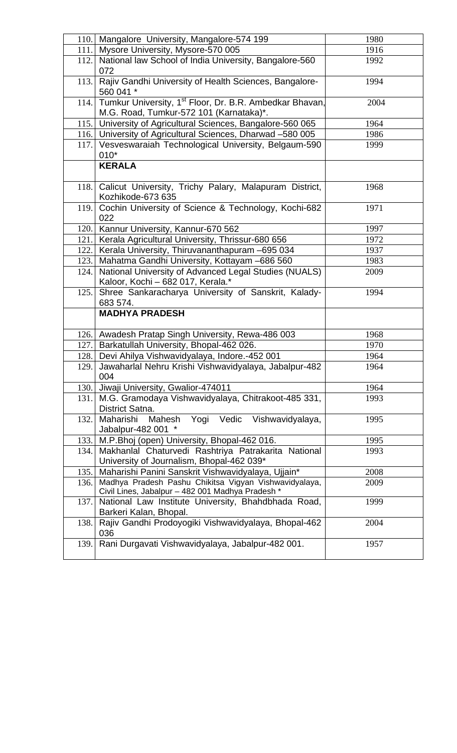| | | |
|---|---|---|
| 110. | Mangalore University, Mangalore-574 199 | 1980 |
| 111. | Mysore University, Mysore-570 005 | 1916 |
| 112. | National law School of India University, Bangalore-560 072 | 1992 |
| 113. | Rajiv Gandhi University of Health Sciences, Bangalore-560 041 * | 1994 |
| 114. | Tumkur University, 1st Floor, Dr. B.R. Ambedkar Bhavan, M.G. Road, Tumkur-572 101 (Karnataka)*. | 2004 |
| 115. | University of Agricultural Sciences, Bangalore-560 065 | 1964 |
| 116. | University of Agricultural Sciences, Dharwad –580 005 | 1986 |
| 117. | Vesveswaraiah Technological University, Belgaum-590 010* | 1999 |
| | **KERALA** | |
| 118. | Calicut University, Trichy Palary, Malapuram District, Kozhikode-673 635 | 1968 |
| 119. | Cochin University of Science & Technology, Kochi-682 022 | 1971 |
| 120. | Kannur University, Kannur-670 562 | 1997 |
| 121. | Kerala Agricultural University, Thrissur-680 656 | 1972 |
| 122. | Kerala University, Thiruvananthapuram –695 034 | 1937 |
| 123. | Mahatma Gandhi University, Kottayam –686 560 | 1983 |
| 124. | National University of Advanced Legal Studies (NUALS) Kaloor, Kochi – 682 017, Kerala.* | 2009 |
| 125. | Shree Sankaracharya University of Sanskrit, Kalady-683 574. | 1994 |
| | **MADHYA PRADESH** | |
| 126. | Awadesh Pratap Singh University, Rewa-486 003 | 1968 |
| 127. | Barkatullah University, Bhopal-462 026. | 1970 |
| 128. | Devi Ahilya Vishwavidyalaya, Indore.-452 001 | 1964 |
| 129. | Jawaharlal Nehru Krishi Vishwavidyalaya, Jabalpur-482 004 | 1964 |
| 130. | Jiwaji University, Gwalior-474011 | 1964 |
| 131. | M.G. Gramodaya Vishwavidyalaya, Chitrakoot-485 331, District Satna. | 1993 |
| 132. | Maharishi Mahesh Yogi Vedic Vishwavidyalaya, Jabalpur-482 001 * | 1995 |
| 133. | M.P.Bhoj (open) University, Bhopal-462 016. | 1995 |
| 134. | Makhanlal Chaturvedi Rashtriya Patrakarita National University of Journalism, Bhopal-462 039* | 1993 |
| 135. | Maharishi Panini Sanskrit Vishwavidyalaya, Ujjain* | 2008 |
| 136. | Madhya Pradesh Pashu Chikitsa Vigyan Vishwavidyalaya, Civil Lines, Jabalpur – 482 001 Madhya Pradesh * | 2009 |
| 137. | National Law Institute University, Bhahdbhada Road, Barkeri Kalan, Bhopal. | 1999 |
| 138. | Rajiv Gandhi Prodoyogiki Vishwavidyalaya, Bhopal-462 036 | 2004 |
| 139. | Rani Durgavati Vishwavidyalaya, Jabalpur-482 001. | 1957 |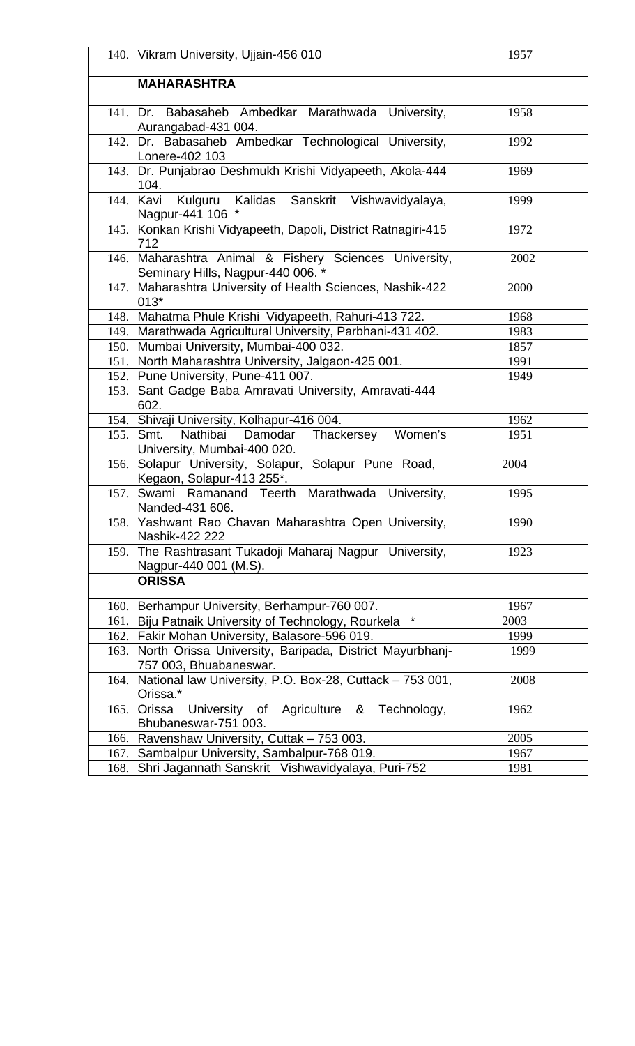| | | |
|---|---|---|
| 140. | Vikram University, Ujjain-456 010 | 1957 |
| | **MAHARASHTRA** | |
| 141. | Dr. Babasaheb Ambedkar Marathwada University, Aurangabad-431 004. | 1958 |
| 142. | Dr. Babasaheb Ambedkar Technological University, Lonere-402 103 | 1992 |
| 143. | Dr. Punjabrao Deshmukh Krishi Vidyapeeth, Akola-444 104. | 1969 |
| 144. | Kavi Kulguru Kalidas Sanskrit Vishwavidyalaya, Nagpur-441 106 * | 1999 |
| 145. | Konkan Krishi Vidyapeeth, Dapoli, District Ratnagiri-415 712 | 1972 |
| 146. | Maharashtra Animal & Fishery Sciences University, Seminary Hills, Nagpur-440 006. * | 2002 |
| 147. | Maharashtra University of Health Sciences, Nashik-422 013* | 2000 |
| 148. | Mahatma Phule Krishi Vidyapeeth, Rahuri-413 722. | 1968 |
| 149. | Marathwada Agricultural University, Parbhani-431 402. | 1983 |
| 150. | Mumbai University, Mumbai-400 032. | 1857 |
| 151. | North Maharashtra University, Jalgaon-425 001. | 1991 |
| 152. | Pune University, Pune-411 007. | 1949 |
| 153. | Sant Gadge Baba Amravati University, Amravati-444 602. | |
| 154. | Shivaji University, Kolhapur-416 004. | 1962 |
| 155. | Smt. Nathibai Damodar Thackersey Women's University, Mumbai-400 020. | 1951 |
| 156. | Solapur University, Solapur, Solapur Pune Road, Kegaon, Solapur-413 255*. | 2004 |
| 157. | Swami Ramanand Teerth Marathwada University, Nanded-431 606. | 1995 |
| 158. | Yashwant Rao Chavan Maharashtra Open University, Nashik-422 222 | 1990 |
| 159. | The Rashtrasant Tukadoji Maharaj Nagpur University, Nagpur-440 001 (M.S). | 1923 |
| | **ORISSA** | |
| 160. | Berhampur University, Berhampur-760 007. | 1967 |
| 161. | Biju Patnaik University of Technology, Rourkela * | 2003 |
| 162. | Fakir Mohan University, Balasore-596 019. | 1999 |
| 163. | North Orissa University, Baripada, District Mayurbhanj-757 003, Bhuabaneswar. | 1999 |
| 164. | National law University, P.O. Box-28, Cuttack – 753 001, Orissa.* | 2008 |
| 165. | Orissa University of Agriculture & Technology, Bhubaneswar-751 003. | 1962 |
| 166. | Ravenshaw University, Cuttack – 753 003. | 2005 |
| 167. | Sambalpur University, Sambalpur-768 019. | 1967 |
| 168. | Shri Jagannath Sanskrit Vishwavidyalaya, Puri-752 | 1981 |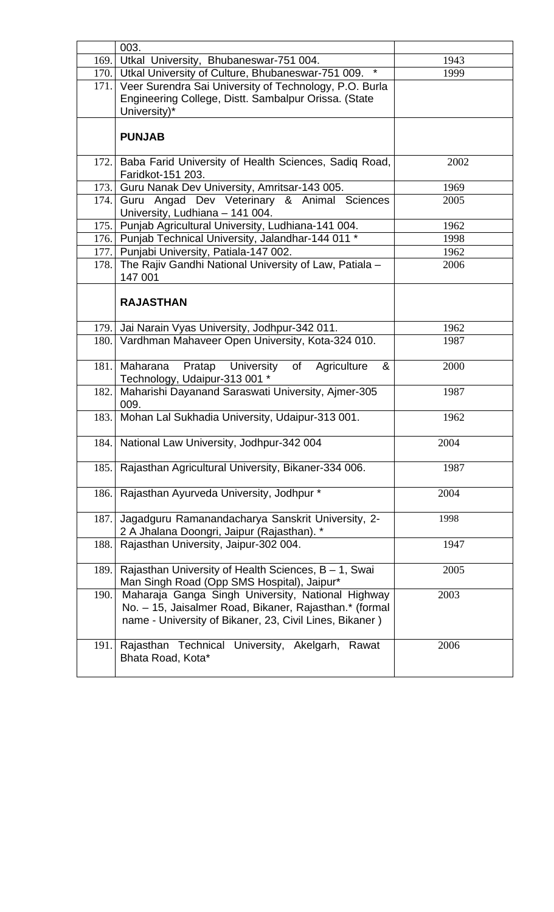| | | |
|---|---|---|
| | 003. | |
| 169. | Utkal University, Bhubaneswar-751 004. | 1943 |
| 170. | Utkal University of Culture, Bhubaneswar-751 009. * | 1999 |
| 171. | Veer Surendra Sai University of Technology, P.O. Burla Engineering College, Distt. Sambalpur Orissa. (State University)* | |
| | **PUNJAB** | |
| 172. | Baba Farid University of Health Sciences, Sadiq Road, Faridkot-151 203. | 2002 |
| 173. | Guru Nanak Dev University, Amritsar-143 005. | 1969 |
| 174. | Guru Angad Dev Veterinary & Animal Sciences University, Ludhiana – 141 004. | 2005 |
| 175. | Punjab Agricultural University, Ludhiana-141 004. | 1962 |
| 176. | Punjab Technical University, Jalandhar-144 011 * | 1998 |
| 177. | Punjabi University, Patiala-147 002. | 1962 |
| 178. | The Rajiv Gandhi National University of Law, Patiala – 147 001 | 2006 |
| | **RAJASTHAN** | |
| 179. | Jai Narain Vyas University, Jodhpur-342 011. | 1962 |
| 180. | Vardhman Mahaveer Open University, Kota-324 010. | 1987 |
| 181. | Maharana Pratap University of Agriculture & Technology, Udaipur-313 001 * | 2000 |
| 182. | Maharishi Dayanand Saraswati University, Ajmer-305 009. | 1987 |
| 183. | Mohan Lal Sukhadia University, Udaipur-313 001. | 1962 |
| 184. | National Law University, Jodhpur-342 004 | 2004 |
| 185. | Rajasthan Agricultural University, Bikaner-334 006. | 1987 |
| 186. | Rajasthan Ayurveda University, Jodhpur * | 2004 |
| 187. | Jagadguru Ramanandacharya Sanskrit University, 2-2 A Jhalana Doongri, Jaipur (Rajasthan). * | 1998 |
| 188. | Rajasthan University, Jaipur-302 004. | 1947 |
| 189. | Rajasthan University of Health Sciences, B – 1, Swai Man Singh Road (Opp SMS Hospital), Jaipur* | 2005 |
| 190. | Maharaja Ganga Singh University, National Highway No. – 15, Jaisalmer Road, Bikaner, Rajasthan.* (formal name - University of Bikaner, 23, Civil Lines, Bikaner ) | 2003 |
| 191. | Rajasthan Technical University, Akelgarh, Rawat Bhata Road, Kota* | 2006 |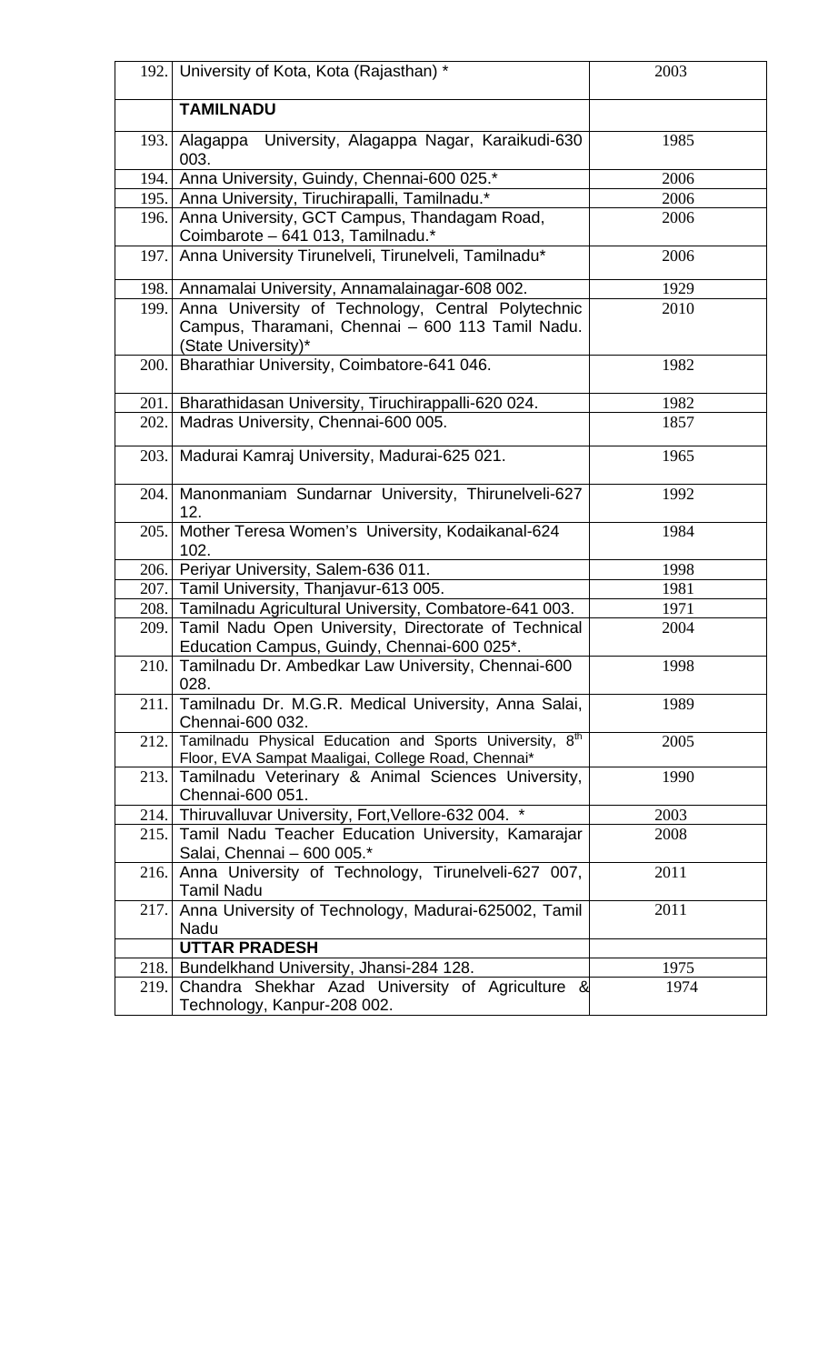| | | |
|---|---|---|
| 192. | University of Kota, Kota (Rajasthan) * | 2003 |
| | **TAMILNADU** | |
| 193. | Alagappa University, Alagappa Nagar, Karaikudi-630 003. | 1985 |
| 194. | Anna University, Guindy, Chennai-600 025.* | 2006 |
| 195. | Anna University, Tiruchirapalli, Tamilnadu.* | 2006 |
| 196. | Anna University, GCT Campus, Thandagam Road, Coimbarote – 641 013, Tamilnadu.* | 2006 |
| 197. | Anna University Tirunelveli, Tirunelveli, Tamilnadu* | 2006 |
| 198. | Annamalai University, Annamalainagar-608 002. | 1929 |
| 199. | Anna University of Technology, Central Polytechnic Campus, Tharamani, Chennai – 600 113 Tamil Nadu. (State University)* | 2010 |
| 200. | Bharathiar University, Coimbatore-641 046. | 1982 |
| 201. | Bharathidasan University, Tiruchirappalli-620 024. | 1982 |
| 202. | Madras University, Chennai-600 005. | 1857 |
| 203. | Madurai Kamraj University, Madurai-625 021. | 1965 |
| 204. | Manonmaniam Sundarnar University, Thirunelveli-627 12. | 1992 |
| 205. | Mother Teresa Women's University, Kodaikanal-624 102. | 1984 |
| 206. | Periyar University, Salem-636 011. | 1998 |
| 207. | Tamil University, Thanjavur-613 005. | 1981 |
| 208. | Tamilnadu Agricultural University, Combatore-641 003. | 1971 |
| 209. | Tamil Nadu Open University, Directorate of Technical Education Campus, Guindy, Chennai-600 025*. | 2004 |
| 210. | Tamilnadu Dr. Ambedkar Law University, Chennai-600 028. | 1998 |
| 211. | Tamilnadu Dr. M.G.R. Medical University, Anna Salai, Chennai-600 032. | 1989 |
| 212. | Tamilnadu Physical Education and Sports University, 8th Floor, EVA Sampat Maaligai, College Road, Chennai* | 2005 |
| 213. | Tamilnadu Veterinary & Animal Sciences University, Chennai-600 051. | 1990 |
| 214. | Thiruvalluvar University, Fort,Vellore-632 004. * | 2003 |
| 215. | Tamil Nadu Teacher Education University, Kamarajar Salai, Chennai – 600 005.* | 2008 |
| 216. | Anna University of Technology, Tirunelveli-627 007, Tamil Nadu | 2011 |
| 217. | Anna University of Technology, Madurai-625002, Tamil Nadu | 2011 |
| | **UTTAR PRADESH** | |
| 218. | Bundelkhand University, Jhansi-284 128. | 1975 |
| 219. | Chandra Shekhar Azad University of Agriculture & Technology, Kanpur-208 002. | 1974 |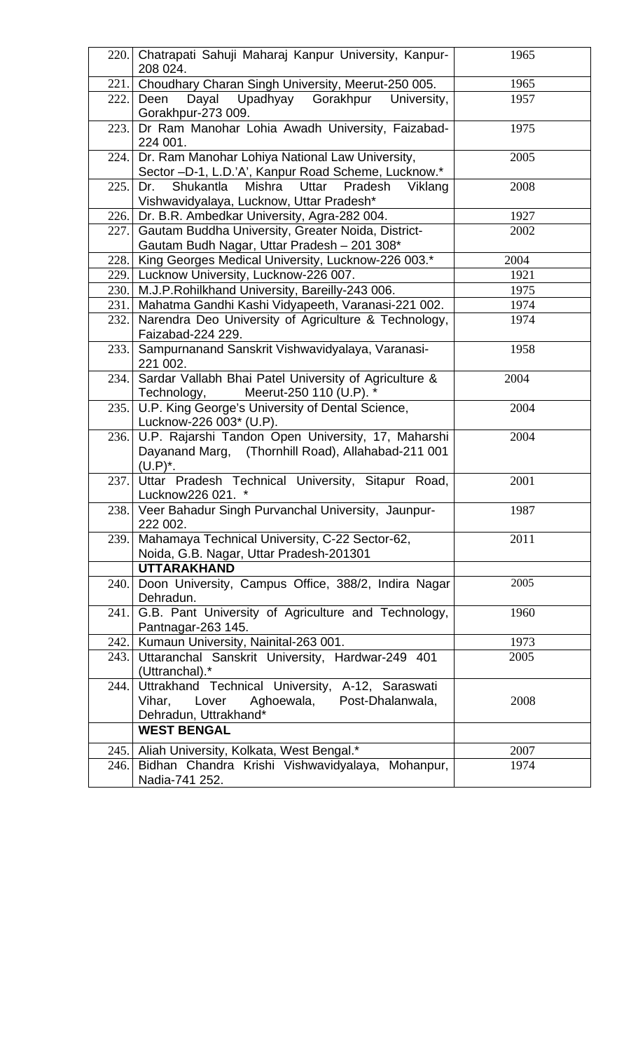| | | |
|---|---|---|
| 220. | Chatrapati Sahuji Maharaj Kanpur University, Kanpur-208 024. | 1965 |
| 221. | Choudhary Charan Singh University, Meerut-250 005. | 1965 |
| 222. | Deen Dayal Upadhyay Gorakhpur University, Gorakhpur-273 009. | 1957 |
| 223. | Dr Ram Manohar Lohia Awadh University, Faizabad-224 001. | 1975 |
| 224. | Dr. Ram Manohar Lohiya National Law University, Sector –D-1, L.D.'A', Kanpur Road Scheme, Lucknow.* | 2005 |
| 225. | Dr. Shukantla Mishra Uttar Pradesh Viklang Vishwavidyalaya, Lucknow, Uttar Pradesh* | 2008 |
| 226. | Dr. B.R. Ambedkar University, Agra-282 004. | 1927 |
| 227. | Gautam Buddha University, Greater Noida, District-Gautam Budh Nagar, Uttar Pradesh – 201 308* | 2002 |
| 228. | King Georges Medical University, Lucknow-226 003.* | 2004 |
| 229. | Lucknow University, Lucknow-226 007. | 1921 |
| 230. | M.J.P.Rohilkhand University, Bareilly-243 006. | 1975 |
| 231. | Mahatma Gandhi Kashi Vidyapeeth, Varanasi-221 002. | 1974 |
| 232. | Narendra Deo University of Agriculture & Technology, Faizabad-224 229. | 1974 |
| 233. | Sampurnanand Sanskrit Vishwavidyalaya, Varanasi-221 002. | 1958 |
| 234. | Sardar Vallabh Bhai Patel University of Agriculture & Technology, Meerut-250 110 (U.P). * | 2004 |
| 235. | U.P. King George's University of Dental Science, Lucknow-226 003* (U.P). | 2004 |
| 236. | U.P. Rajarshi Tandon Open University, 17, Maharshi Dayanand Marg, (Thornhill Road), Allahabad-211 001 (U.P)*. | 2004 |
| 237. | Uttar Pradesh Technical University, Sitapur Road, Lucknow226 021. * | 2001 |
| 238. | Veer Bahadur Singh Purvanchal University, Jaunpur-222 002. | 1987 |
| 239. | Mahamaya Technical University, C-22 Sector-62, Noida, G.B. Nagar, Uttar Pradesh-201301 | 2011 |
| | **UTTARAKHAND** | |
| 240. | Doon University, Campus Office, 388/2, Indira Nagar Dehradun. | 2005 |
| 241. | G.B. Pant University of Agriculture and Technology, Pantnagar-263 145. | 1960 |
| 242. | Kumaun University, Nainital-263 001. | 1973 |
| 243. | Uttaranchal Sanskrit University, Hardwar-249 401 (Uttranchal).* | 2005 |
| 244. | Uttrakhand Technical University, A-12, Saraswati Vihar, Lover Aghoewala, Post-Dhalanwala, Dehradun, Uttrakhand* | 2008 |
| | **WEST BENGAL** | |
| 245. | Aliah University, Kolkata, West Bengal.* | 2007 |
| 246. | Bidhan Chandra Krishi Vishwavidyalaya, Mohanpur, Nadia-741 252. | 1974 |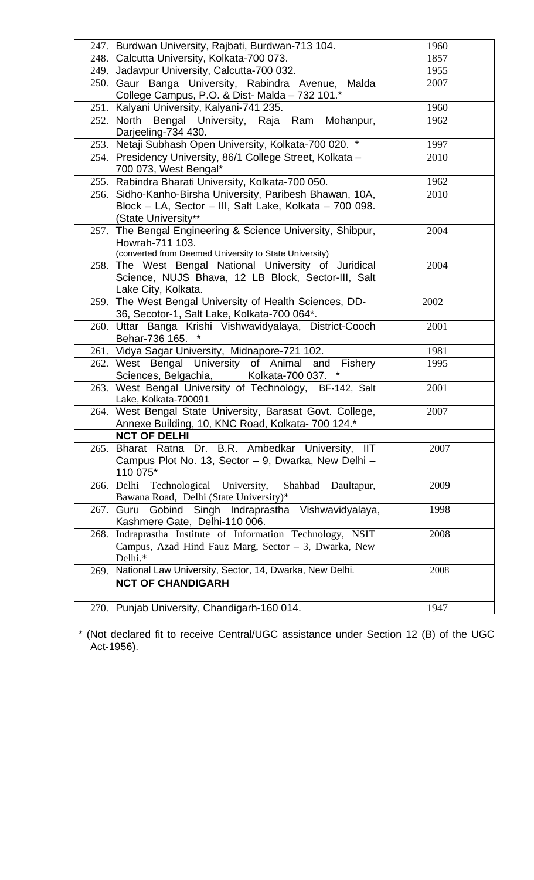| | | |
|---|---|---|
| 247. | Burdwan University, Rajbati, Burdwan-713 104. | 1960 |
| 248. | Calcutta University, Kolkata-700 073. | 1857 |
| 249. | Jadavpur University, Calcutta-700 032. | 1955 |
| 250. | Gaur Banga University, Rabindra Avenue, Malda College Campus, P.O. & Dist- Malda – 732 101.* | 2007 |
| 251. | Kalyani University, Kalyani-741 235. | 1960 |
| 252. | North Bengal University, Raja Ram Mohanpur, Darjeeling-734 430. | 1962 |
| 253. | Netaji Subhash Open University, Kolkata-700 020. * | 1997 |
| 254. | Presidency University, 86/1 College Street, Kolkata – 700 073, West Bengal* | 2010 |
| 255. | Rabindra Bharati University, Kolkata-700 050. | 1962 |
| 256. | Sidho-Kanho-Birsha University, Paribesh Bhawan, 10A, Block – LA, Sector – III, Salt Lake, Kolkata – 700 098. (State University** | 2010 |
| 257. | The Bengal Engineering & Science University, Shibpur, Howrah-711 103. (converted from Deemed University to State University) | 2004 |
| 258. | The West Bengal National University of Juridical Science, NUJS Bhava, 12 LB Block, Sector-III, Salt Lake City, Kolkata. | 2004 |
| 259. | The West Bengal University of Health Sciences, DD-36, Secotor-1, Salt Lake, Kolkata-700 064*. | 2002 |
| 260. | Uttar Banga Krishi Vishwavidyalaya, District-Cooch Behar-736 165. * | 2001 |
| 261. | Vidya Sagar University, Midnapore-721 102. | 1981 |
| 262. | West Bengal University of Animal and Fishery Sciences, Belgachia, Kolkata-700 037. * | 1995 |
| 263. | West Bengal University of Technology, BF-142, Salt Lake, Kolkata-700091 | 2001 |
| 264. | West Bengal State University, Barasat Govt. College, Annexe Building, 10, KNC Road, Kolkata- 700 124.* | 2007 |
| | **NCT OF DELHI** | |
| 265. | Bharat Ratna Dr. B.R. Ambedkar University, IIT Campus Plot No. 13, Sector – 9, Dwarka, New Delhi – 110 075* | 2007 |
| 266. | Delhi Technological University, Shahbad Daultapur, Bawana Road, Delhi (State University)* | 2009 |
| 267. | Guru Gobind Singh Indraprastha Vishwavidyalaya, Kashmere Gate, Delhi-110 006. | 1998 |
| 268. | Indraprastha Institute of Information Technology, NSIT Campus, Azad Hind Fauz Marg, Sector – 3, Dwarka, New Delhi.* | 2008 |
| 269. | National Law University, Sector, 14, Dwarka, New Delhi. | 2008 |
| | **NCT OF CHANDIGARH** | |
| 270. | Punjab University, Chandigarh-160 014. | 1947 |

* (Not declared fit to receive Central/UGC assistance under Section 12 (B) of the UGC Act-1956).